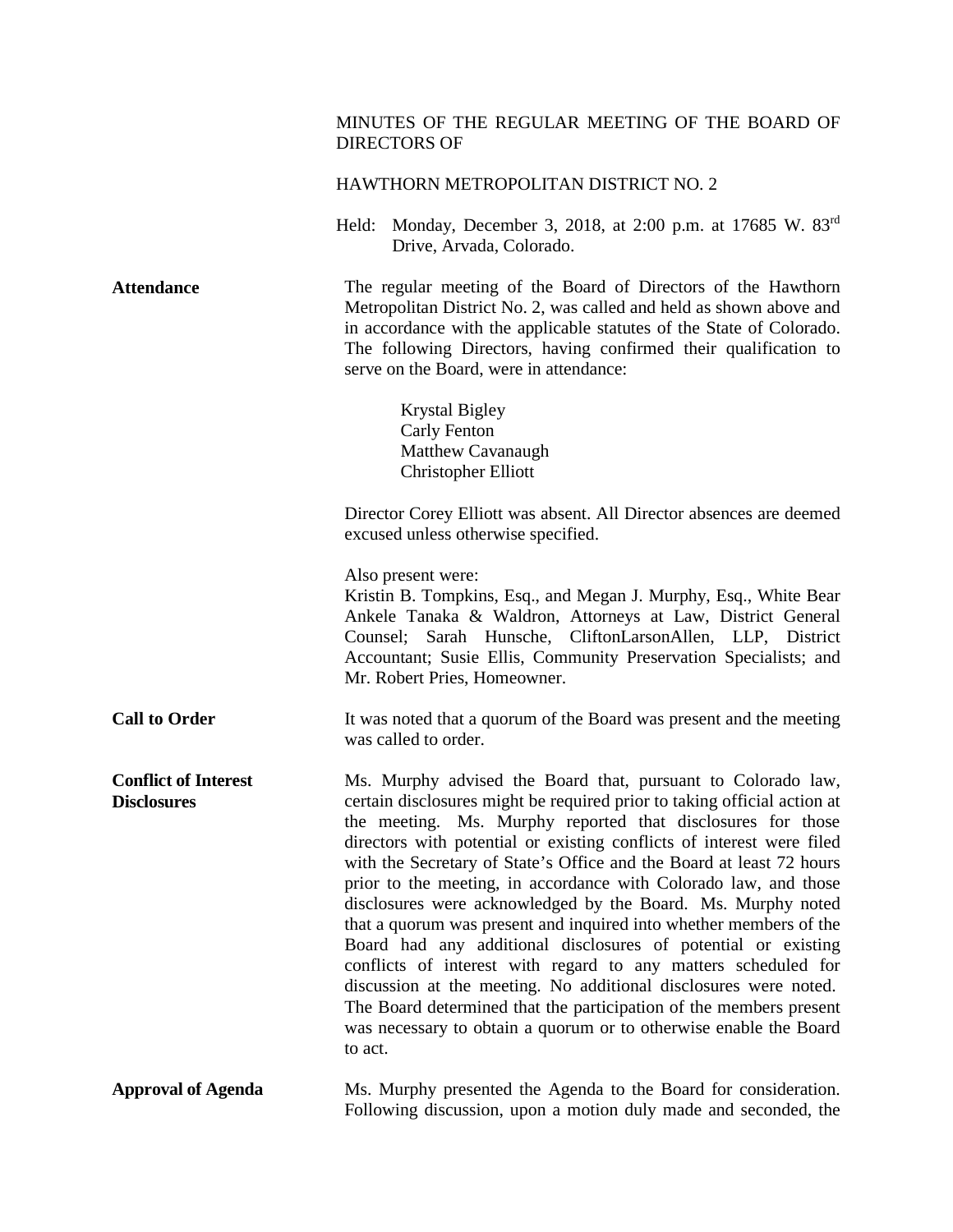MINUTES OF THE REGULAR MEETING OF THE BOARD OF DIRECTORS OF

HAWTHORN METROPOLITAN DISTRICT NO. 2

Held: Monday, December 3, 2018, at 2:00 p.m. at 17685 W. 83rd Drive, Arvada, Colorado.

**Attendance**

The regular meeting of the Board of Directors of the Hawthorn Metropolitan District No. 2, was called and held as shown above and in accordance with the applicable statutes of the State of Colorado. The following Directors, having confirmed their qualification to serve on the Board, were in attendance:

Krystal Bigley
Carly Fenton
Matthew Cavanaugh
Christopher Elliott

Director Corey Elliott was absent. All Director absences are deemed excused unless otherwise specified.

Also present were:
Kristin B. Tompkins, Esq., and Megan J. Murphy, Esq., White Bear Ankele Tanaka & Waldron, Attorneys at Law, District General Counsel; Sarah Hunsche, CliftonLarsonAllen, LLP, District Accountant; Susie Ellis, Community Preservation Specialists; and Mr. Robert Pries, Homeowner.

**Call to Order**

It was noted that a quorum of the Board was present and the meeting was called to order.

**Conflict of Interest Disclosures**

Ms. Murphy advised the Board that, pursuant to Colorado law, certain disclosures might be required prior to taking official action at the meeting. Ms. Murphy reported that disclosures for those directors with potential or existing conflicts of interest were filed with the Secretary of State's Office and the Board at least 72 hours prior to the meeting, in accordance with Colorado law, and those disclosures were acknowledged by the Board. Ms. Murphy noted that a quorum was present and inquired into whether members of the Board had any additional disclosures of potential or existing conflicts of interest with regard to any matters scheduled for discussion at the meeting. No additional disclosures were noted. The Board determined that the participation of the members present was necessary to obtain a quorum or to otherwise enable the Board to act.

**Approval of Agenda**

Ms. Murphy presented the Agenda to the Board for consideration. Following discussion, upon a motion duly made and seconded, the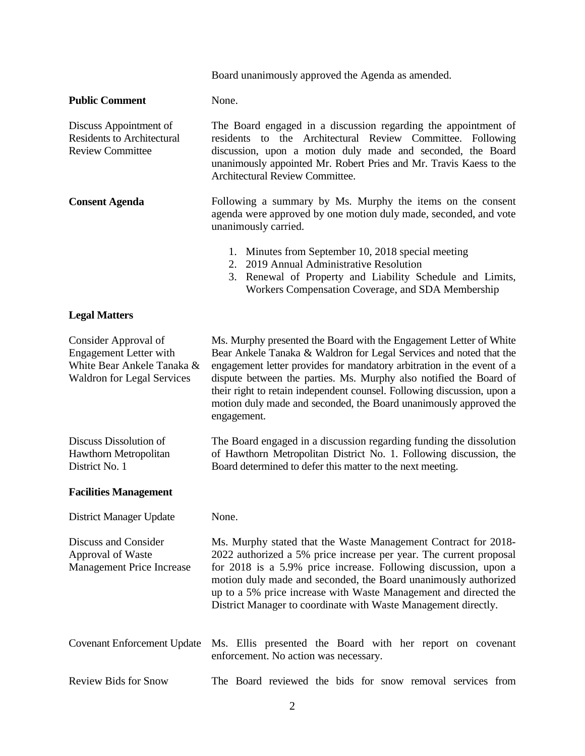Board unanimously approved the Agenda as amended.

**Public Comment**

None.

**Discuss Appointment of Residents to Architectural Review Committee**

The Board engaged in a discussion regarding the appointment of residents to the Architectural Review Committee. Following discussion, upon a motion duly made and seconded, the Board unanimously appointed Mr. Robert Pries and Mr. Travis Kaess to the Architectural Review Committee.

**Consent Agenda**

Following a summary by Ms. Murphy the items on the consent agenda were approved by one motion duly made, seconded, and vote unanimously carried.

1. Minutes from September 10, 2018 special meeting
2. 2019 Annual Administrative Resolution
3. Renewal of Property and Liability Schedule and Limits, Workers Compensation Coverage, and SDA Membership

## Legal Matters

**Consider Approval of Engagement Letter with White Bear Ankele Tanaka & Waldron for Legal Services**

Ms. Murphy presented the Board with the Engagement Letter of White Bear Ankele Tanaka & Waldron for Legal Services and noted that the engagement letter provides for mandatory arbitration in the event of a dispute between the parties. Ms. Murphy also notified the Board of their right to retain independent counsel. Following discussion, upon a motion duly made and seconded, the Board unanimously approved the engagement.

**Discuss Dissolution of Hawthorn Metropolitan District No. 1**

The Board engaged in a discussion regarding funding the dissolution of Hawthorn Metropolitan District No. 1. Following discussion, the Board determined to defer this matter to the next meeting.

## Facilities Management

**District Manager Update**

None.

**Discuss and Consider Approval of Waste Management Price Increase**

Ms. Murphy stated that the Waste Management Contract for 2018-2022 authorized a 5% price increase per year. The current proposal for 2018 is a 5.9% price increase. Following discussion, upon a motion duly made and seconded, the Board unanimously authorized up to a 5% price increase with Waste Management and directed the District Manager to coordinate with Waste Management directly.

**Covenant Enforcement Update**

Ms. Ellis presented the Board with her report on covenant enforcement. No action was necessary.

**Review Bids for Snow**

The Board reviewed the bids for snow removal services from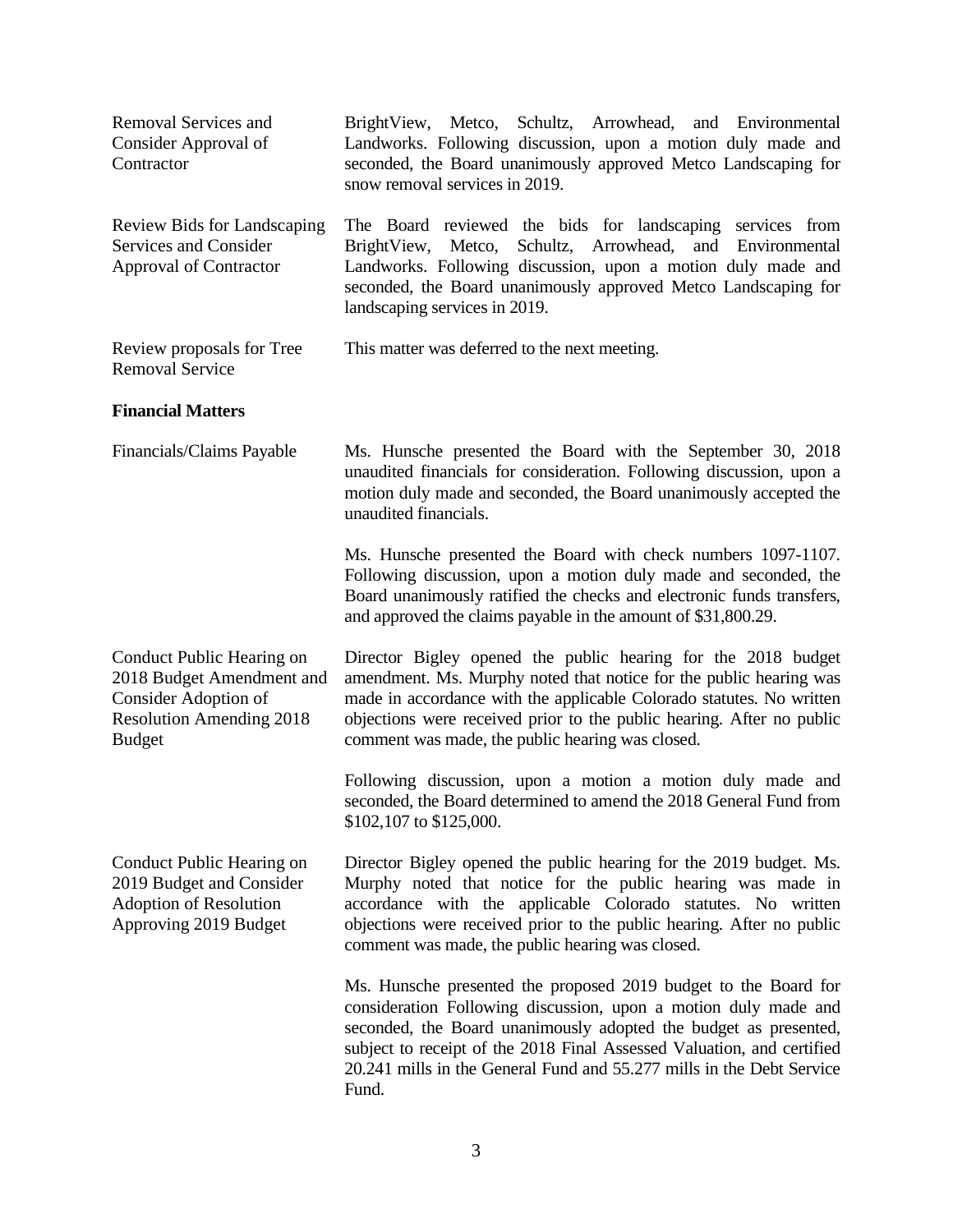| | |
|---|---|
| Removal Services and Consider Approval of Contractor | BrightView, Metco, Schultz, Arrowhead, and Environmental Landworks. Following discussion, upon a motion duly made and seconded, the Board unanimously approved Metco Landscaping for snow removal services in 2019. |
| Review Bids for Landscaping Services and Consider Approval of Contractor | The Board reviewed the bids for landscaping services from BrightView, Metco, Schultz, Arrowhead, and Environmental Landworks. Following discussion, upon a motion duly made and seconded, the Board unanimously approved Metco Landscaping for landscaping services in 2019. |
| Review proposals for Tree Removal Service | This matter was deferred to the next meeting. |

**Financial Matters**

| | |
|---|---|
| Financials/Claims Payable | Ms. Hunsche presented the Board with the September 30, 2018 unaudited financials for consideration. Following discussion, upon a motion duly made and seconded, the Board unanimously accepted the unaudited financials. |
| | Ms. Hunsche presented the Board with check numbers 1097-1107. Following discussion, upon a motion duly made and seconded, the Board unanimously ratified the checks and electronic funds transfers, and approved the claims payable in the amount of $31,800.29. |
| Conduct Public Hearing on 2018 Budget Amendment and Consider Adoption of Resolution Amending 2018 Budget | Director Bigley opened the public hearing for the 2018 budget amendment. Ms. Murphy noted that notice for the public hearing was made in accordance with the applicable Colorado statutes. No written objections were received prior to the public hearing. After no public comment was made, the public hearing was closed. |
| | Following discussion, upon a motion a motion duly made and seconded, the Board determined to amend the 2018 General Fund from $102,107 to $125,000. |
| Conduct Public Hearing on 2019 Budget and Consider Adoption of Resolution Approving 2019 Budget | Director Bigley opened the public hearing for the 2019 budget. Ms. Murphy noted that notice for the public hearing was made in accordance with the applicable Colorado statutes. No written objections were received prior to the public hearing. After no public comment was made, the public hearing was closed. |
| | Ms. Hunsche presented the proposed 2019 budget to the Board for consideration Following discussion, upon a motion duly made and seconded, the Board unanimously adopted the budget as presented, subject to receipt of the 2018 Final Assessed Valuation, and certified 20.241 mills in the General Fund and 55.277 mills in the Debt Service Fund. |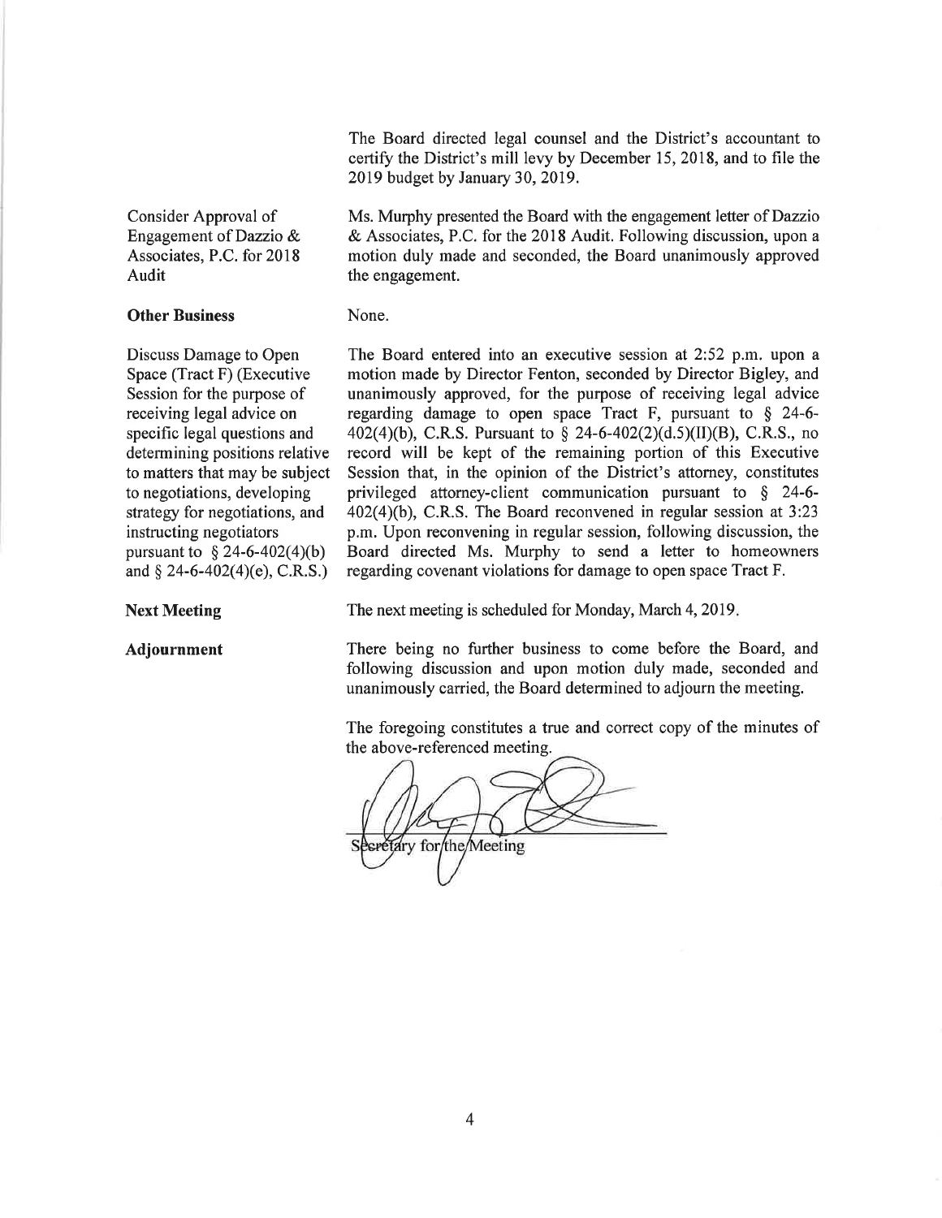The Board directed legal counsel and the District's accountant to certify the District's mill levy by December 15, 2018, and to file the 2019 budget by January 30, 2019.

Consider Approval of Engagement of Dazzio & Associates, P.C. for 2018 Audit

Ms. Murphy presented the Board with the engagement letter of Dazzio & Associates, P.C. for the 2018 Audit. Following discussion, upon a motion duly made and seconded, the Board unanimously approved the engagement.

**Other Business**

None.

Discuss Damage to Open Space (Tract F) (Executive Session for the purpose of receiving legal advice on specific legal questions and determining positions relative to matters that may be subject to negotiations, developing strategy for negotiations, and instructing negotiators pursuant to § 24-6-402(4)(b) and § 24-6-402(4)(e), C.R.S.)

The Board entered into an executive session at 2:52 p.m. upon a motion made by Director Fenton, seconded by Director Bigley, and unanimously approved, for the purpose of receiving legal advice regarding damage to open space Tract F, pursuant to § 24-6-402(4)(b), C.R.S. Pursuant to § 24-6-402(2)(d.5)(II)(B), C.R.S., no record will be kept of the remaining portion of this Executive Session that, in the opinion of the District's attorney, constitutes privileged attorney-client communication pursuant to § 24-6-402(4)(b), C.R.S. The Board reconvened in regular session at 3:23 p.m. Upon reconvening in regular session, following discussion, the Board directed Ms. Murphy to send a letter to homeowners regarding covenant violations for damage to open space Tract F.

**Next Meeting**

The next meeting is scheduled for Monday, March 4, 2019.

**Adjournment**

There being no further business to come before the Board, and following discussion and upon motion duly made, seconded and unanimously carried, the Board determined to adjourn the meeting.

The foregoing constitutes a true and correct copy of the minutes of the above-referenced meeting.

Secretary for the Meeting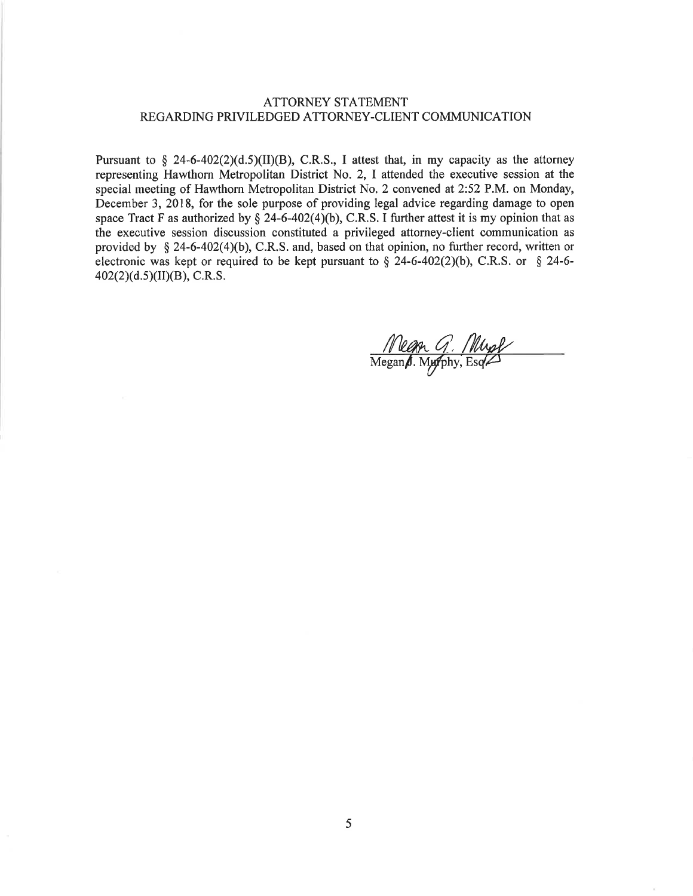# ATTORNEY STATEMENT
## REGARDING PRIVILEDGED ATTORNEY-CLIENT COMMUNICATION

Pursuant to § 24-6-402(2)(d.5)(II)(B), C.R.S., I attest that, in my capacity as the attorney representing Hawthorn Metropolitan District No. 2, I attended the executive session at the special meeting of Hawthorn Metropolitan District No. 2 convened at 2:52 P.M. on Monday, December 3, 2018, for the sole purpose of providing legal advice regarding damage to open space Tract F as authorized by § 24-6-402(4)(b), C.R.S. I further attest it is my opinion that as the executive session discussion constituted a privileged attorney-client communication as provided by § 24-6-402(4)(b), C.R.S. and, based on that opinion, no further record, written or electronic was kept or required to be kept pursuant to § 24-6-402(2)(b), C.R.S. or § 24-6-402(2)(d.5)(II)(B), C.R.S.

Megan G. Murphy

Megan G. Murphy, Esq.